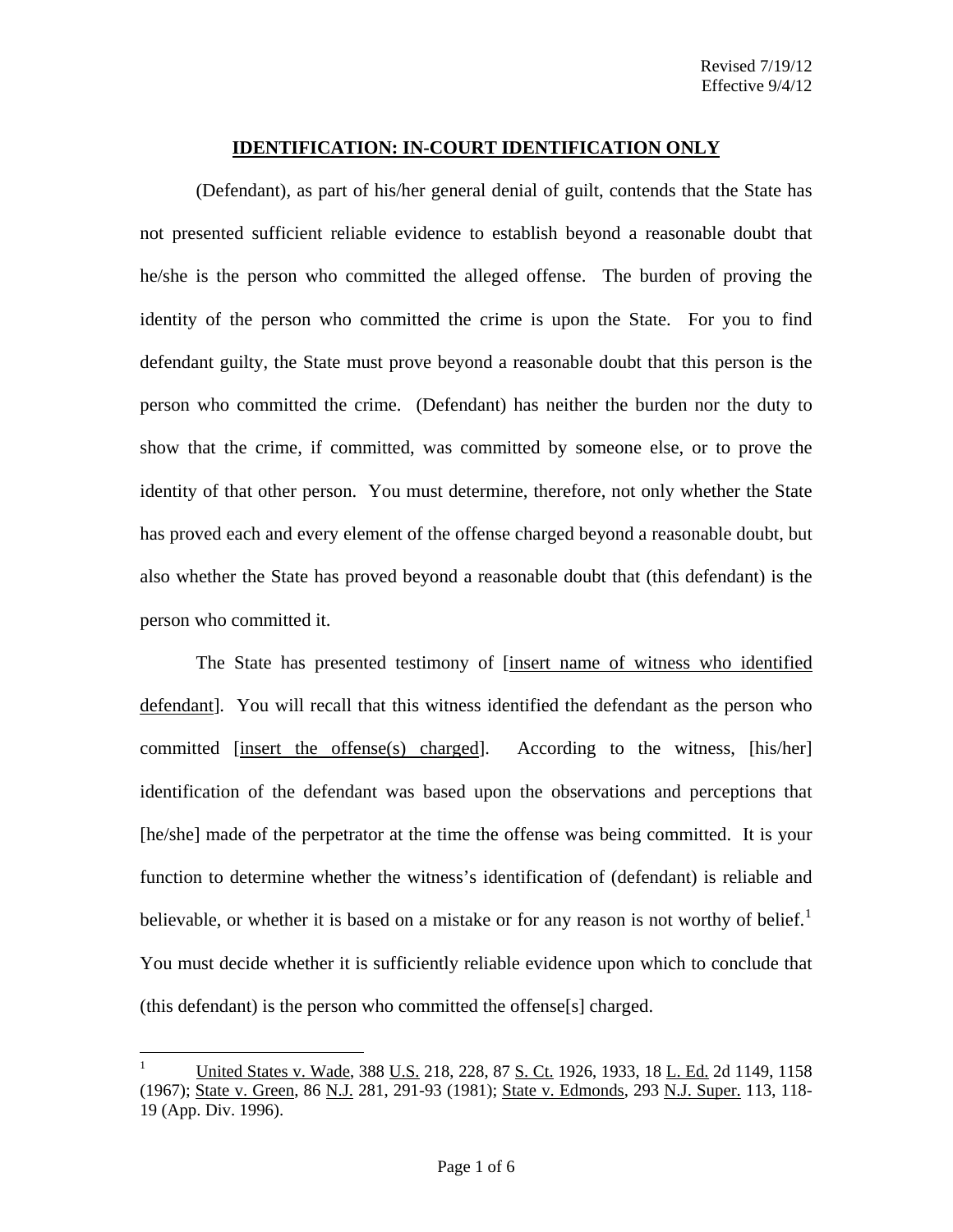Revised 7/19/12
Effective 9/4/12

# IDENTIFICATION: IN-COURT IDENTIFICATION ONLY

(Defendant), as part of his/her general denial of guilt, contends that the State has not presented sufficient reliable evidence to establish beyond a reasonable doubt that he/she is the person who committed the alleged offense. The burden of proving the identity of the person who committed the crime is upon the State. For you to find defendant guilty, the State must prove beyond a reasonable doubt that this person is the person who committed the crime. (Defendant) has neither the burden nor the duty to show that the crime, if committed, was committed by someone else, or to prove the identity of that other person. You must determine, therefore, not only whether the State has proved each and every element of the offense charged beyond a reasonable doubt, but also whether the State has proved beyond a reasonable doubt that (this defendant) is the person who committed it.

The State has presented testimony of [insert name of witness who identified defendant]. You will recall that this witness identified the defendant as the person who committed [insert the offense(s) charged]. According to the witness, [his/her] identification of the defendant was based upon the observations and perceptions that [he/she] made of the perpetrator at the time the offense was being committed. It is your function to determine whether the witness's identification of (defendant) is reliable and believable, or whether it is based on a mistake or for any reason is not worthy of belief.[1] You must decide whether it is sufficiently reliable evidence upon which to conclude that (this defendant) is the person who committed the offense[s] charged.

---

[1] United States v. Wade, 388 U.S. 218, 228, 87 S. Ct. 1926, 1933, 18 L. Ed. 2d 1149, 1158 (1967); State v. Green, 86 N.J. 281, 291-93 (1981); State v. Edmonds, 293 N.J. Super. 113, 118-19 (App. Div. 1996).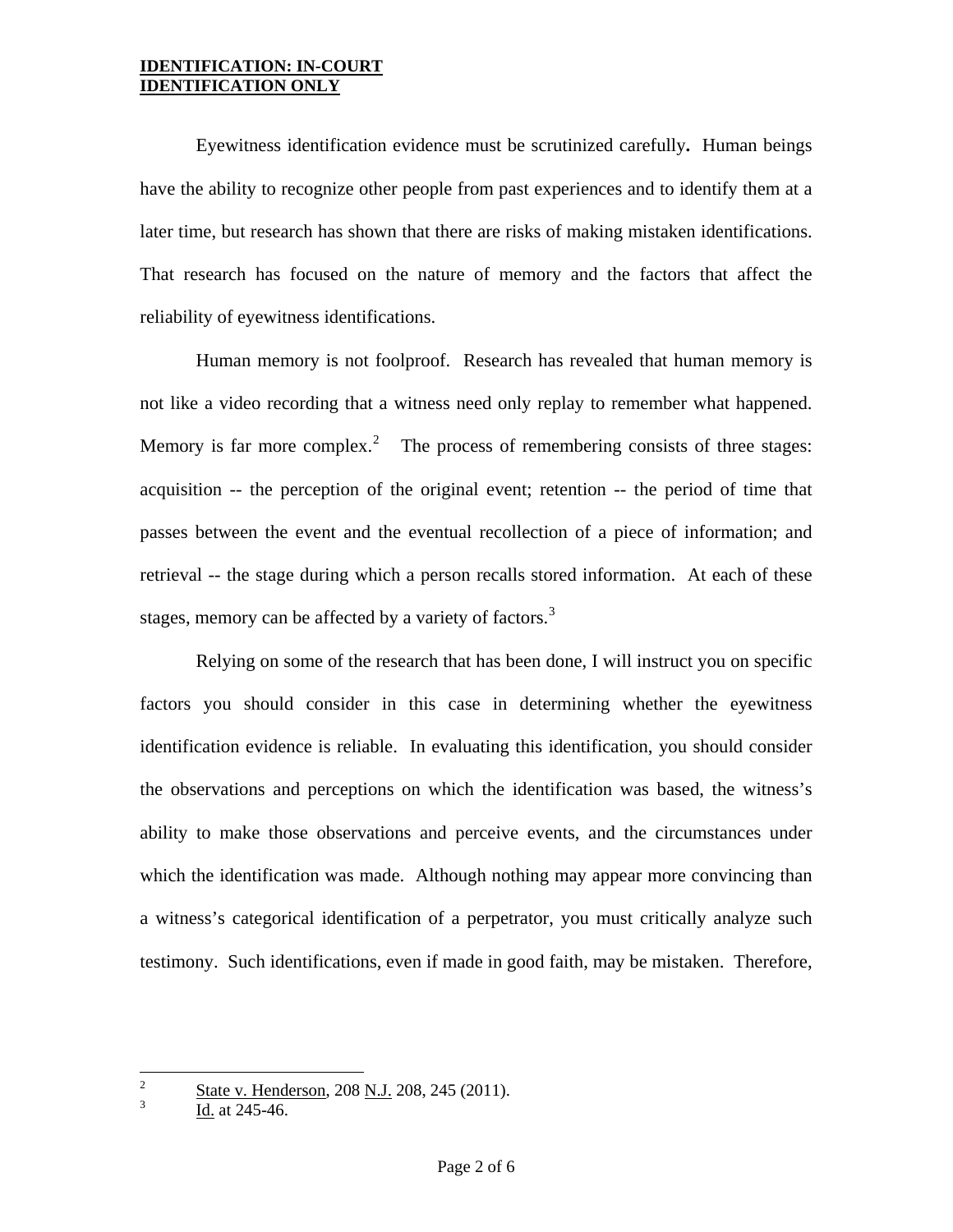**IDENTIFICATION: IN-COURT IDENTIFICATION ONLY**

Eyewitness identification evidence must be scrutinized carefully**.** Human beings have the ability to recognize other people from past experiences and to identify them at a later time, but research has shown that there are risks of making mistaken identifications. That research has focused on the nature of memory and the factors that affect the reliability of eyewitness identifications.

Human memory is not foolproof. Research has revealed that human memory is not like a video recording that a witness need only replay to remember what happened. Memory is far more complex.[2] The process of remembering consists of three stages: acquisition -- the perception of the original event; retention -- the period of time that passes between the event and the eventual recollection of a piece of information; and retrieval -- the stage during which a person recalls stored information. At each of these stages, memory can be affected by a variety of factors.[3]

Relying on some of the research that has been done, I will instruct you on specific factors you should consider in this case in determining whether the eyewitness identification evidence is reliable. In evaluating this identification, you should consider the observations and perceptions on which the identification was based, the witness's ability to make those observations and perceive events, and the circumstances under which the identification was made. Although nothing may appear more convincing than a witness's categorical identification of a perpetrator, you must critically analyze such testimony. Such identifications, even if made in good faith, may be mistaken. Therefore,

---

[2] State v. Henderson, 208 N.J. 208, 245 (2011).

[3] Id. at 245-46.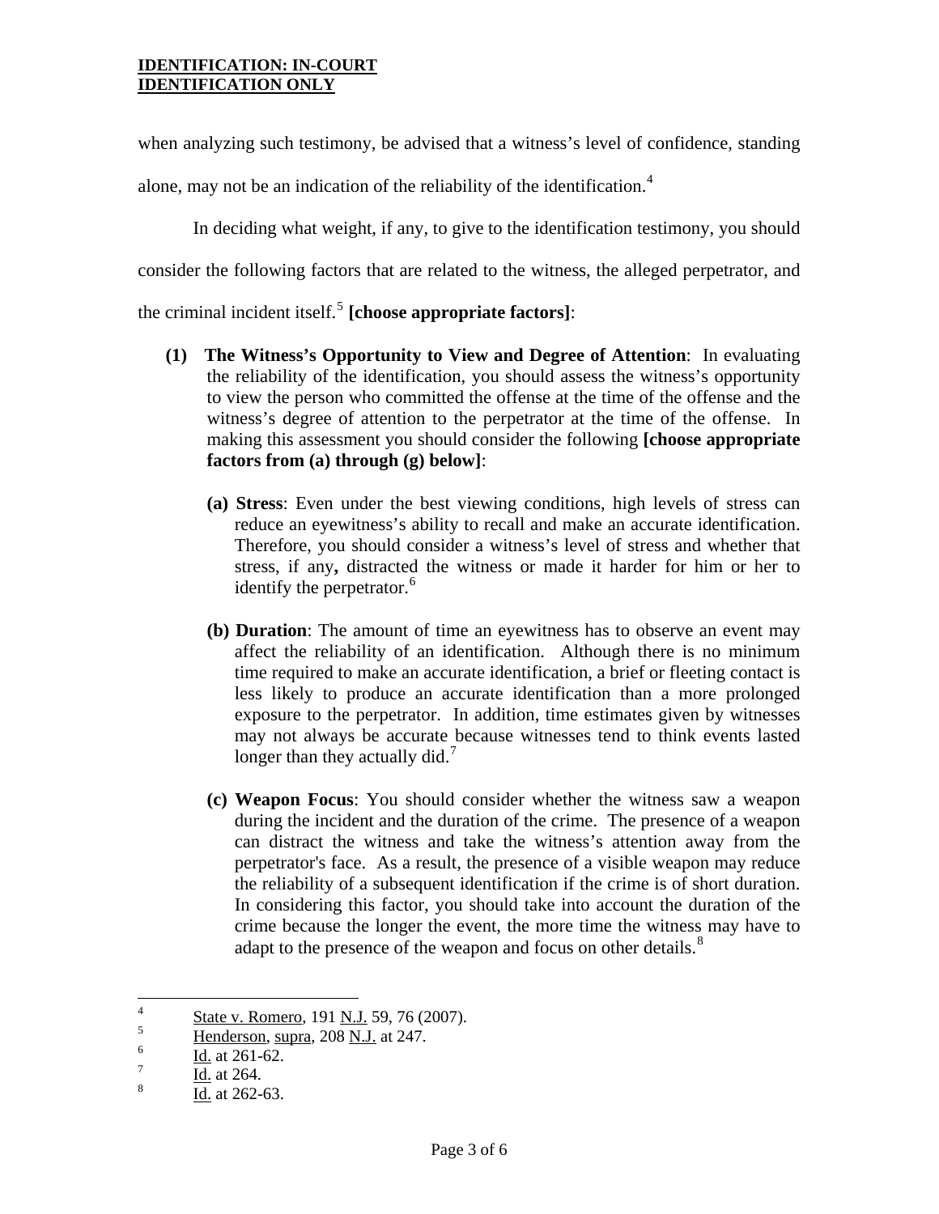when analyzing such testimony, be advised that a witness's level of confidence, standing alone, may not be an indication of the reliability of the identification.[4]

In deciding what weight, if any, to give to the identification testimony, you should consider the following factors that are related to the witness, the alleged perpetrator, and the criminal incident itself.[5] **[choose appropriate factors]**:

**(1) The Witness's Opportunity to View and Degree of Attention**: In evaluating the reliability of the identification, you should assess the witness's opportunity to view the person who committed the offense at the time of the offense and the witness's degree of attention to the perpetrator at the time of the offense. In making this assessment you should consider the following **[choose appropriate factors from (a) through (g) below]**:

**(a) Stress**: Even under the best viewing conditions, high levels of stress can reduce an eyewitness's ability to recall and make an accurate identification. Therefore, you should consider a witness's level of stress and whether that stress, if any**,** distracted the witness or made it harder for him or her to identify the perpetrator.[6]

**(b) Duration**: The amount of time an eyewitness has to observe an event may affect the reliability of an identification. Although there is no minimum time required to make an accurate identification, a brief or fleeting contact is less likely to produce an accurate identification than a more prolonged exposure to the perpetrator. In addition, time estimates given by witnesses may not always be accurate because witnesses tend to think events lasted longer than they actually did.[7]

**(c) Weapon Focus**: You should consider whether the witness saw a weapon during the incident and the duration of the crime. The presence of a weapon can distract the witness and take the witness's attention away from the perpetrator's face. As a result, the presence of a visible weapon may reduce the reliability of a subsequent identification if the crime is of short duration. In considering this factor, you should take into account the duration of the crime because the longer the event, the more time the witness may have to adapt to the presence of the weapon and focus on other details.[8]

---

[4] State v. Romero, 191 N.J. 59, 76 (2007).

[5] Henderson, supra, 208 N.J. at 247.

[6] Id. at 261-62.

[7] Id. at 264.

[8] Id. at 262-63.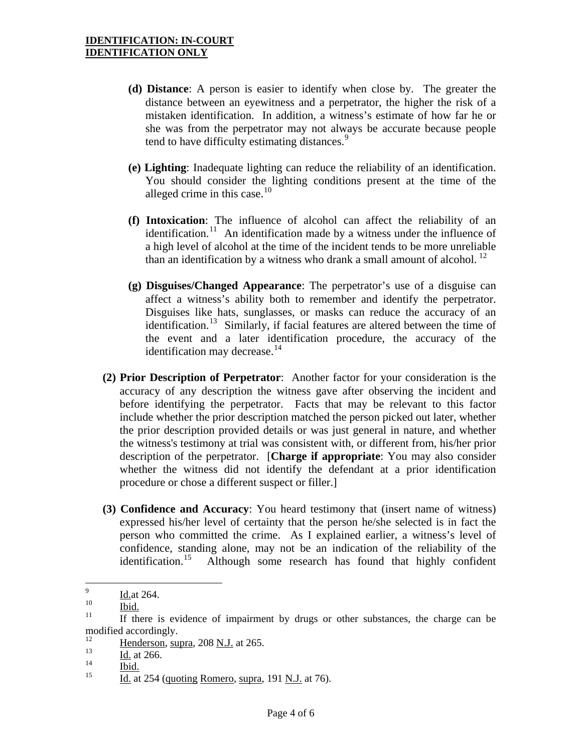- **(d) Distance**: A person is easier to identify when close by. The greater the distance between an eyewitness and a perpetrator, the higher the risk of a mistaken identification. In addition, a witness's estimate of how far he or she was from the perpetrator may not always be accurate because people tend to have difficulty estimating distances.[9]

- **(e) Lighting**: Inadequate lighting can reduce the reliability of an identification. You should consider the lighting conditions present at the time of the alleged crime in this case.[10]

- **(f) Intoxication**: The influence of alcohol can affect the reliability of an identification.[11] An identification made by a witness under the influence of a high level of alcohol at the time of the incident tends to be more unreliable than an identification by a witness who drank a small amount of alcohol.[12]

- **(g) Disguises/Changed Appearance**: The perpetrator's use of a disguise can affect a witness's ability both to remember and identify the perpetrator. Disguises like hats, sunglasses, or masks can reduce the accuracy of an identification.[13] Similarly, if facial features are altered between the time of the event and a later identification procedure, the accuracy of the identification may decrease.[14]

**(2) Prior Description of Perpetrator**: Another factor for your consideration is the accuracy of any description the witness gave after observing the incident and before identifying the perpetrator. Facts that may be relevant to this factor include whether the prior description matched the person picked out later, whether the prior description provided details or was just general in nature, and whether the witness's testimony at trial was consistent with, or different from, his/her prior description of the perpetrator. [**Charge if appropriate**: You may also consider whether the witness did not identify the defendant at a prior identification procedure or chose a different suspect or filler.]

**(3) Confidence and Accuracy**: You heard testimony that (insert name of witness) expressed his/her level of certainty that the person he/she selected is in fact the person who committed the crime. As I explained earlier, a witness's level of confidence, standing alone, may not be an indication of the reliability of the identification.[15] Although some research has found that highly confident

---

[9] Id.at 264.

[10] Ibid.

[11] If there is evidence of impairment by drugs or other substances, the charge can be modified accordingly.

[12] Henderson, supra, 208 N.J. at 265.

[13] Id. at 266.

[14] Ibid.

[15] Id. at 254 (quoting Romero, supra, 191 N.J. at 76).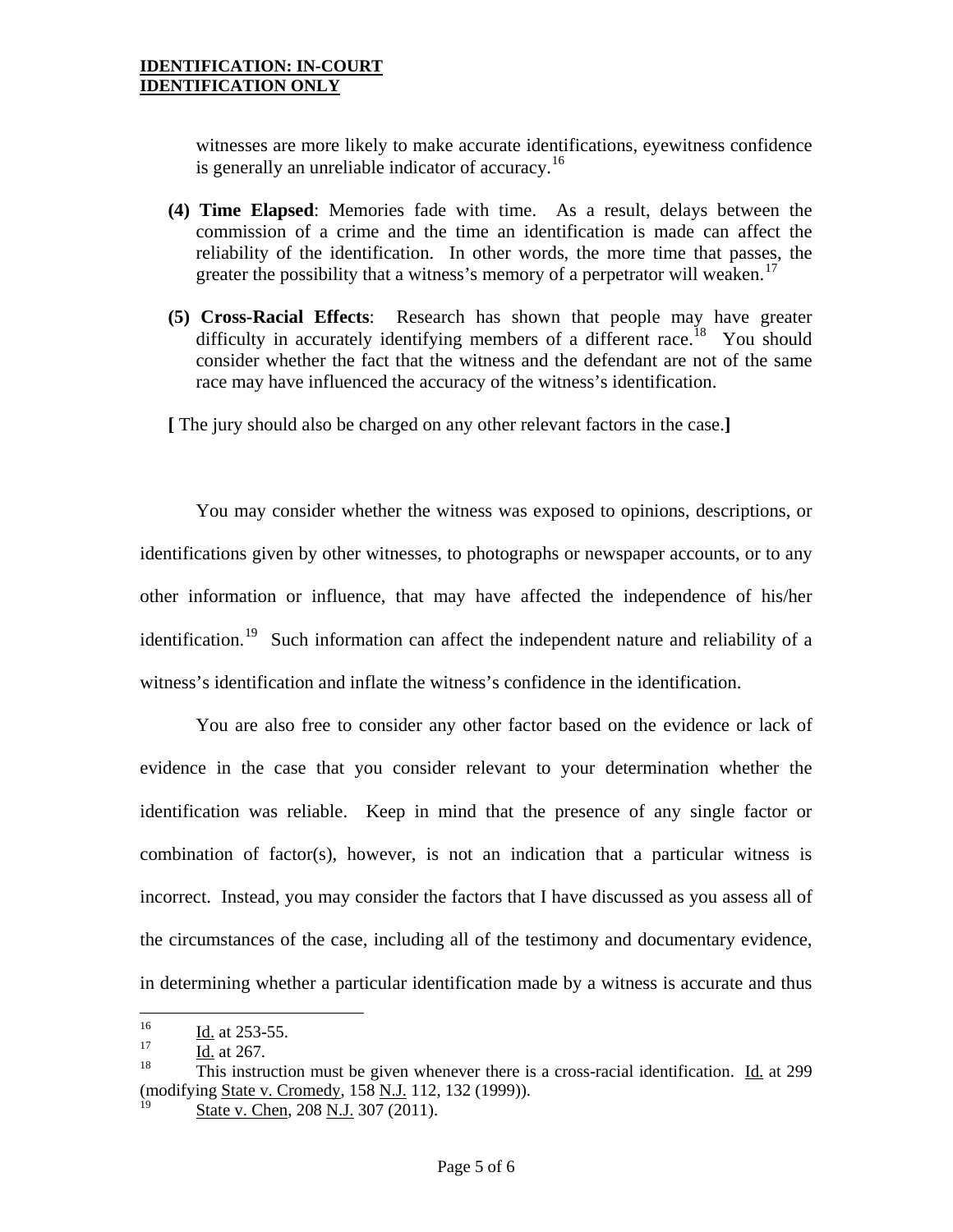witnesses are more likely to make accurate identifications, eyewitness confidence is generally an unreliable indicator of accuracy.[16]

**(4) Time Elapsed**: Memories fade with time. As a result, delays between the commission of a crime and the time an identification is made can affect the reliability of the identification. In other words, the more time that passes, the greater the possibility that a witness's memory of a perpetrator will weaken.[17]

**(5) Cross-Racial Effects**: Research has shown that people may have greater difficulty in accurately identifying members of a different race.[18] You should consider whether the fact that the witness and the defendant are not of the same race may have influenced the accuracy of the witness's identification.

**[** The jury should also be charged on any other relevant factors in the case.**]**

You may consider whether the witness was exposed to opinions, descriptions, or identifications given by other witnesses, to photographs or newspaper accounts, or to any other information or influence, that may have affected the independence of his/her identification.[19] Such information can affect the independent nature and reliability of a witness's identification and inflate the witness's confidence in the identification.

You are also free to consider any other factor based on the evidence or lack of evidence in the case that you consider relevant to your determination whether the identification was reliable. Keep in mind that the presence of any single factor or combination of factor(s), however, is not an indication that a particular witness is incorrect. Instead, you may consider the factors that I have discussed as you assess all of the circumstances of the case, including all of the testimony and documentary evidence, in determining whether a particular identification made by a witness is accurate and thus

---

[16] Id. at 253-55.

[17] Id. at 267.

[18] This instruction must be given whenever there is a cross-racial identification. Id. at 299 (modifying State v. Cromedy, 158 N.J. 112, 132 (1999)).

[19] State v. Chen, 208 N.J. 307 (2011).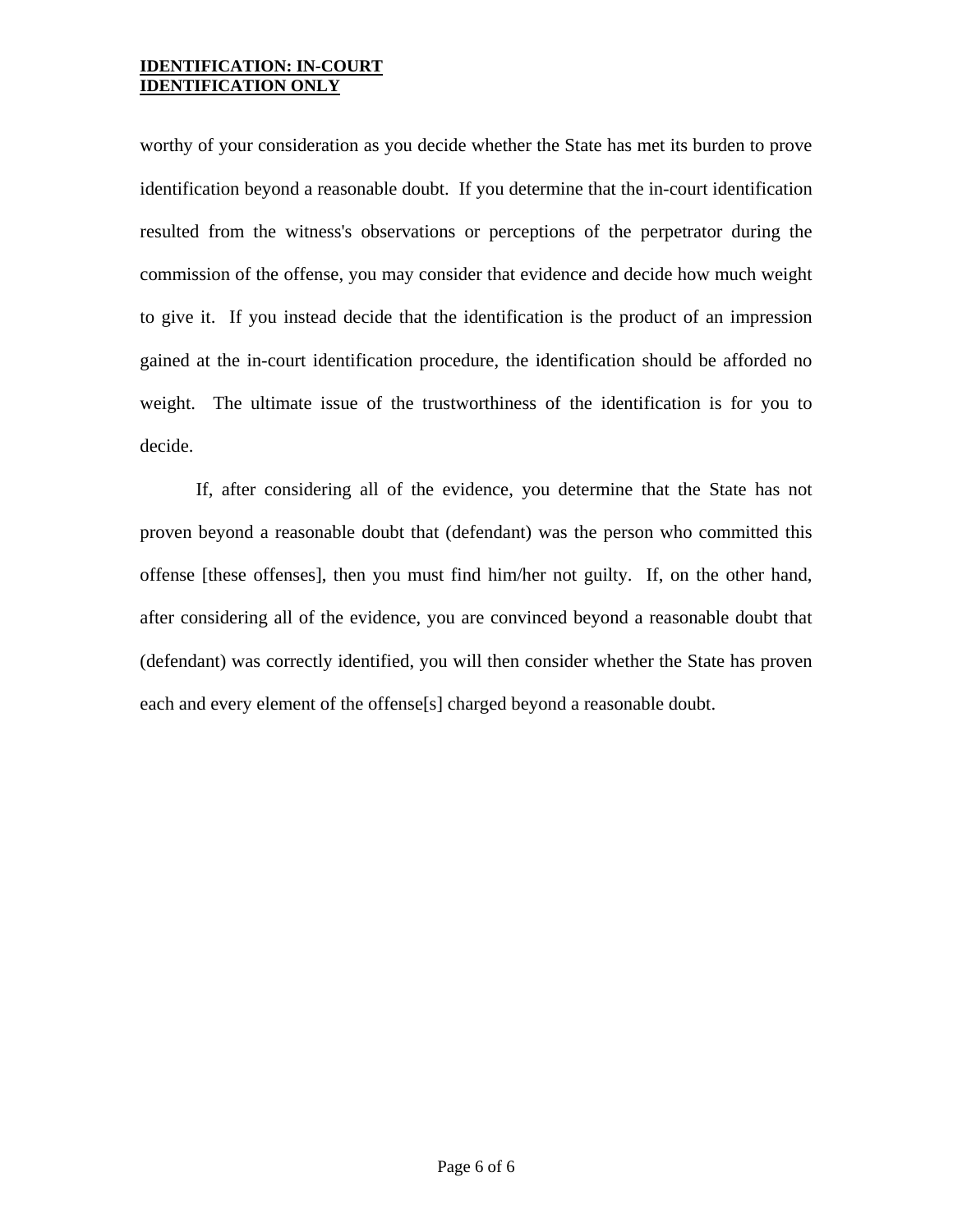worthy of your consideration as you decide whether the State has met its burden to prove identification beyond a reasonable doubt. If you determine that the in-court identification resulted from the witness's observations or perceptions of the perpetrator during the commission of the offense, you may consider that evidence and decide how much weight to give it. If you instead decide that the identification is the product of an impression gained at the in-court identification procedure, the identification should be afforded no weight. The ultimate issue of the trustworthiness of the identification is for you to decide.

If, after considering all of the evidence, you determine that the State has not proven beyond a reasonable doubt that (defendant) was the person who committed this offense [these offenses], then you must find him/her not guilty. If, on the other hand, after considering all of the evidence, you are convinced beyond a reasonable doubt that (defendant) was correctly identified, you will then consider whether the State has proven each and every element of the offense[s] charged beyond a reasonable doubt.